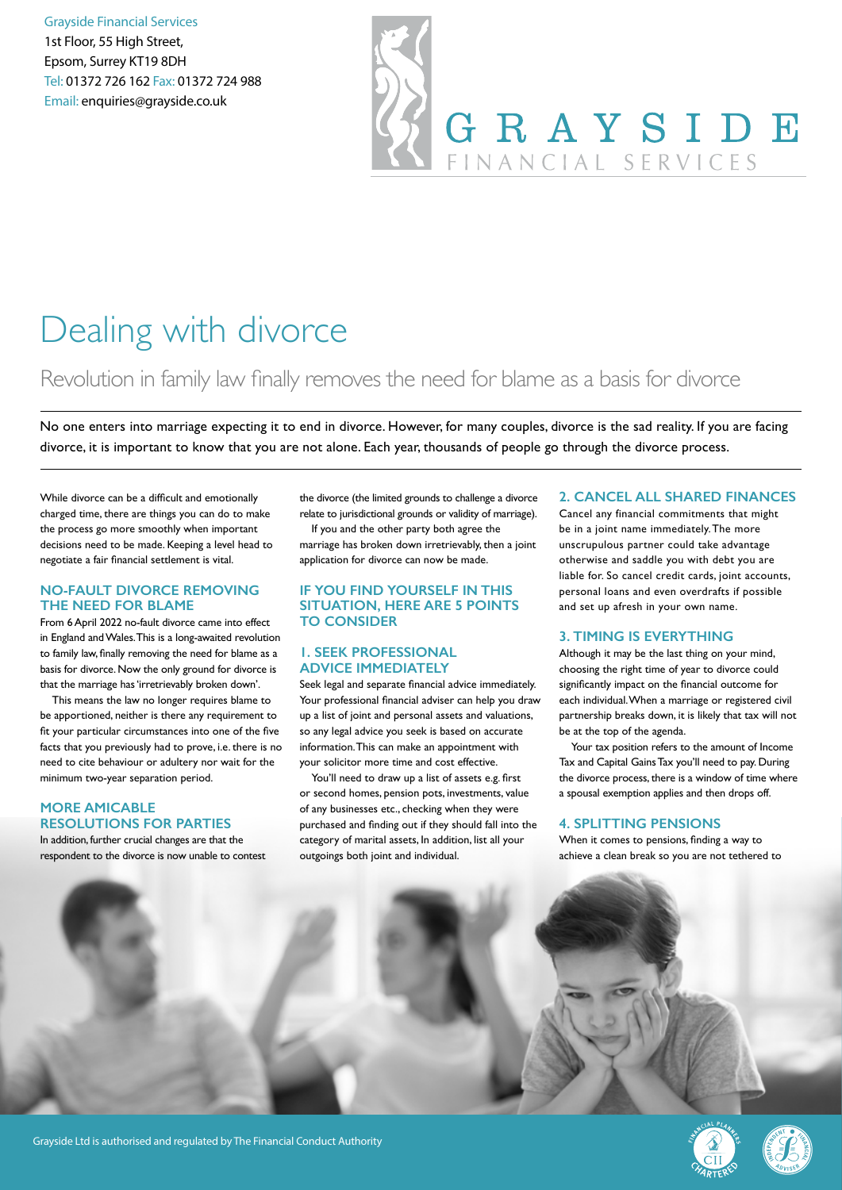Grayside Financial Services
1st Floor, 55 High Street,
Epsom, Surrey KT19 8DH
Tel: 01372 726 162 Fax: 01372 724 988
Email: enquiries@grayside.co.uk

GRAYSIDE FINANCIAL SERVICES

# Dealing with divorce

## Revolution in family law finally removes the need for blame as a basis for divorce

No one enters into marriage expecting it to end in divorce. However, for many couples, divorce is the sad reality. If you are facing divorce, it is important to know that you are not alone. Each year, thousands of people go through the divorce process.

While divorce can be a difficult and emotionally charged time, there are things you can do to make the process go more smoothly when important decisions need to be made. Keeping a level head to negotiate a fair financial settlement is vital.

### NO-FAULT DIVORCE REMOVING THE NEED FOR BLAME

From 6 April 2022 no-fault divorce came into effect in England and Wales. This is a long-awaited revolution to family law, finally removing the need for blame as a basis for divorce. Now the only ground for divorce is that the marriage has 'irretrievably broken down'.

This means the law no longer requires blame to be apportioned, neither is there any requirement to fit your particular circumstances into one of the five facts that you previously had to prove, i.e. there is no need to cite behaviour or adultery nor wait for the minimum two-year separation period.

### MORE AMICABLE RESOLUTIONS FOR PARTIES

In addition, further crucial changes are that the respondent to the divorce is now unable to contest the divorce (the limited grounds to challenge a divorce relate to jurisdictional grounds or validity of marriage).

If you and the other party both agree the marriage has broken down irretrievably, then a joint application for divorce can now be made.

### IF YOU FIND YOURSELF IN THIS SITUATION, HERE ARE 5 POINTS TO CONSIDER

### 1. SEEK PROFESSIONAL ADVICE IMMEDIATELY

Seek legal and separate financial advice immediately. Your professional financial adviser can help you draw up a list of joint and personal assets and valuations, so any legal advice you seek is based on accurate information. This can make an appointment with your solicitor more time and cost effective.

You'll need to draw up a list of assets e.g. first or second homes, pension pots, investments, value of any businesses etc., checking when they were purchased and finding out if they should fall into the category of marital assets, In addition, list all your outgoings both joint and individual.

### 2. CANCEL ALL SHARED FINANCES

Cancel any financial commitments that might be in a joint name immediately. The more unscrupulous partner could take advantage otherwise and saddle you with debt you are liable for. So cancel credit cards, joint accounts, personal loans and even overdrafts if possible and set up afresh in your own name.

### 3. TIMING IS EVERYTHING

Although it may be the last thing on your mind, choosing the right time of year to divorce could significantly impact on the financial outcome for each individual. When a marriage or registered civil partnership breaks down, it is likely that tax will not be at the top of the agenda.

Your tax position refers to the amount of Income Tax and Capital Gains Tax you'll need to pay. During the divorce process, there is a window of time where a spousal exemption applies and then drops off.

### 4. SPLITTING PENSIONS

When it comes to pensions, finding a way to achieve a clean break so you are not tethered to

Grayside Ltd is authorised and regulated by The Financial Conduct Authority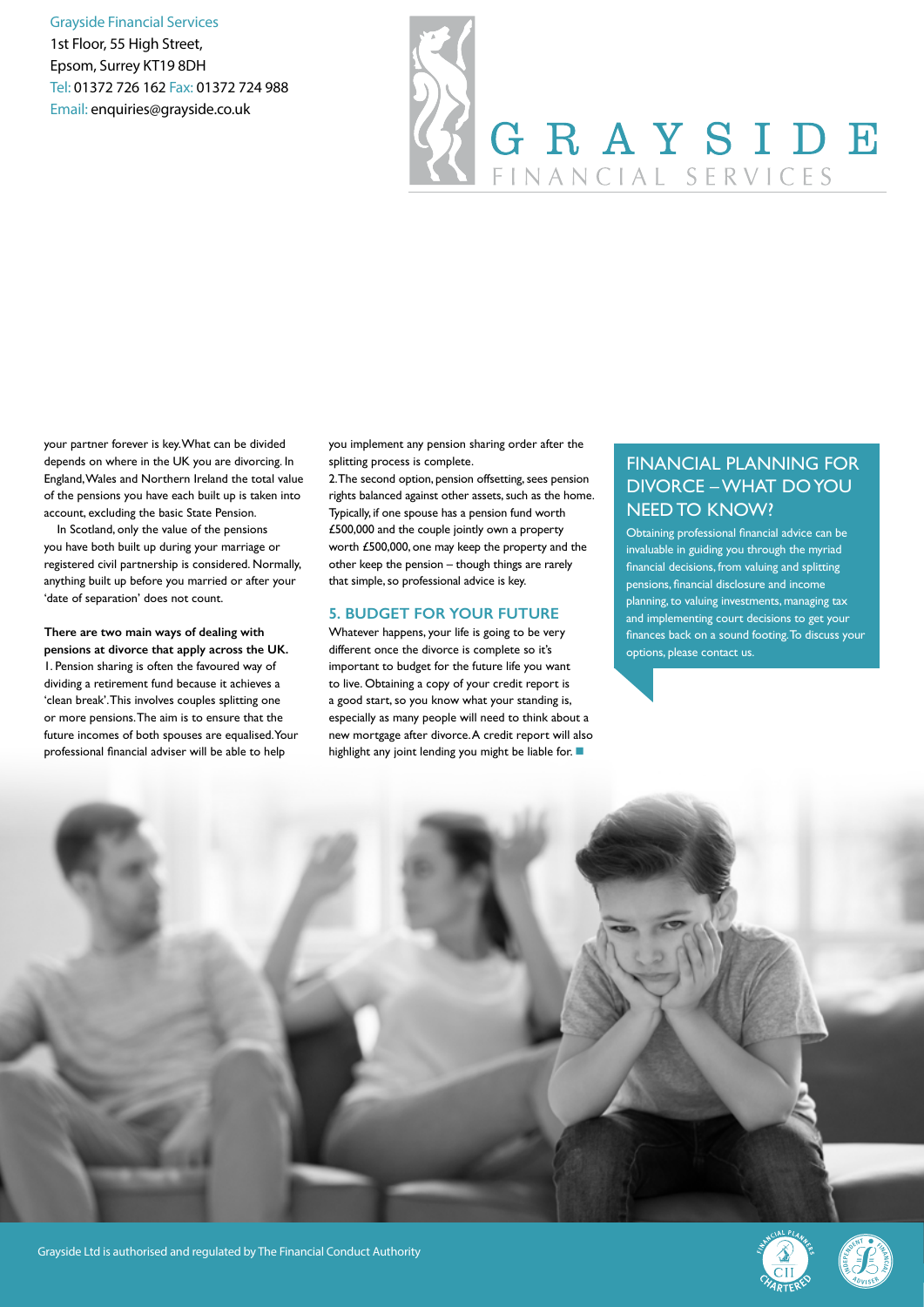Grayside Financial Services
1st Floor, 55 High Street,
Epsom, Surrey KT19 8DH
Tel: 01372 726 162 Fax: 01372 724 988
Email: enquiries@grayside.co.uk

GRAYSIDE
FINANCIAL SERVICES

your partner forever is key. What can be divided depends on where in the UK you are divorcing. In England, Wales and Northern Ireland the total value of the pensions you have each built up is taken into account, excluding the basic State Pension.

In Scotland, only the value of the pensions you have both built up during your marriage or registered civil partnership is considered. Normally, anything built up before you married or after your 'date of separation' does not count.

**There are two main ways of dealing with pensions at divorce that apply across the UK.**

1. Pension sharing is often the favoured way of dividing a retirement fund because it achieves a 'clean break'. This involves couples splitting one or more pensions. The aim is to ensure that the future incomes of both spouses are equalised. Your professional financial adviser will be able to help you implement any pension sharing order after the splitting process is complete.

2. The second option, pension offsetting, sees pension rights balanced against other assets, such as the home. Typically, if one spouse has a pension fund worth £500,000 and the couple jointly own a property worth £500,000, one may keep the property and the other keep the pension – though things are rarely that simple, so professional advice is key.

## 5. BUDGET FOR YOUR FUTURE

Whatever happens, your life is going to be very different once the divorce is complete so it's important to budget for the future life you want to live. Obtaining a copy of your credit report is a good start, so you know what your standing is, especially as many people will need to think about a new mortgage after divorce. A credit report will also highlight any joint lending you might be liable for. ■

## FINANCIAL PLANNING FOR DIVORCE – WHAT DO YOU NEED TO KNOW?

Obtaining professional financial advice can be invaluable in guiding you through the myriad financial decisions, from valuing and splitting pensions, financial disclosure and income planning, to valuing investments, managing tax and implementing court decisions to get your finances back on a sound footing. To discuss your options, please contact us.

Grayside Ltd is authorised and regulated by The Financial Conduct Authority